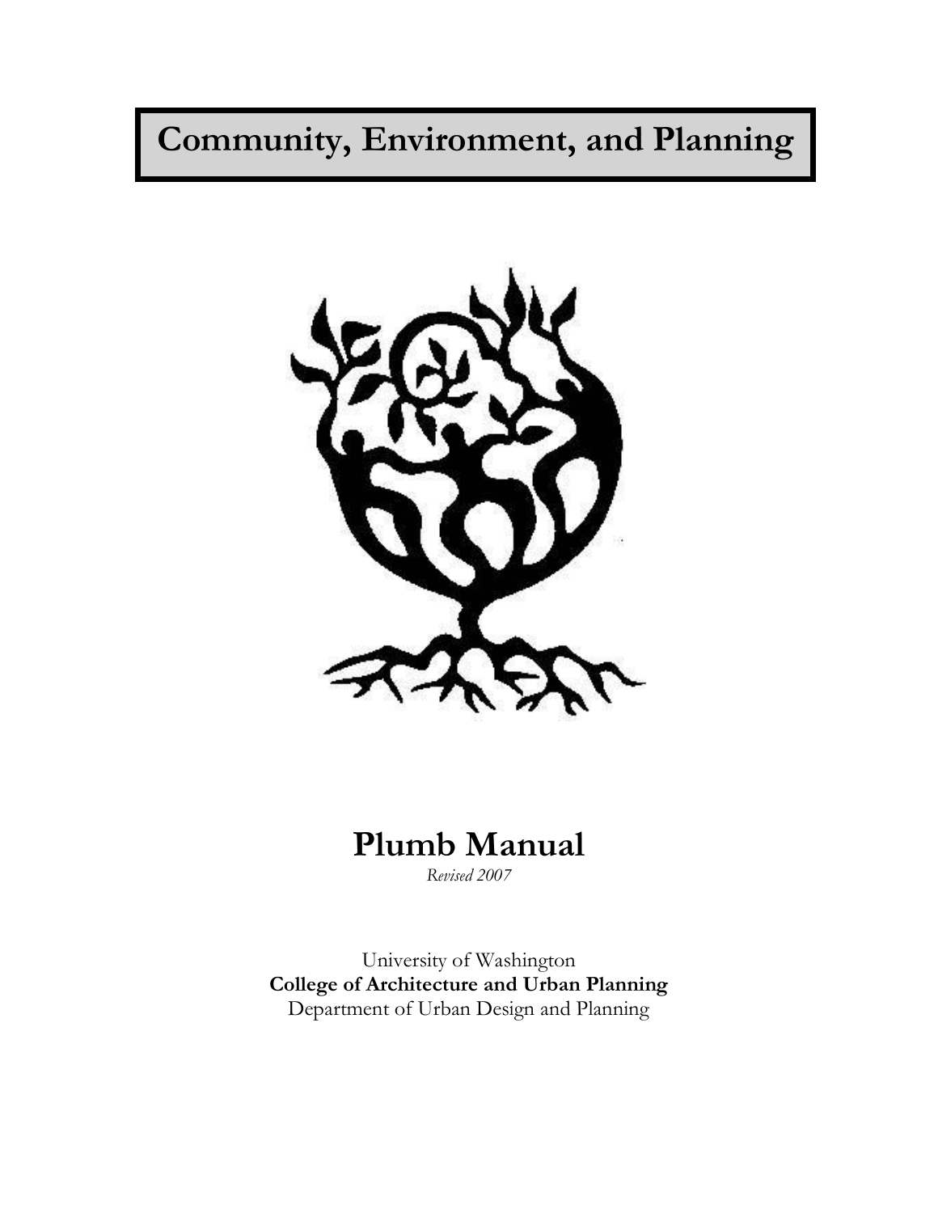# Community, Environment, and Planning

# Plumb Manual

*Revised 2007*

University of Washington
**College of Architecture and Urban Planning**
Department of Urban Design and Planning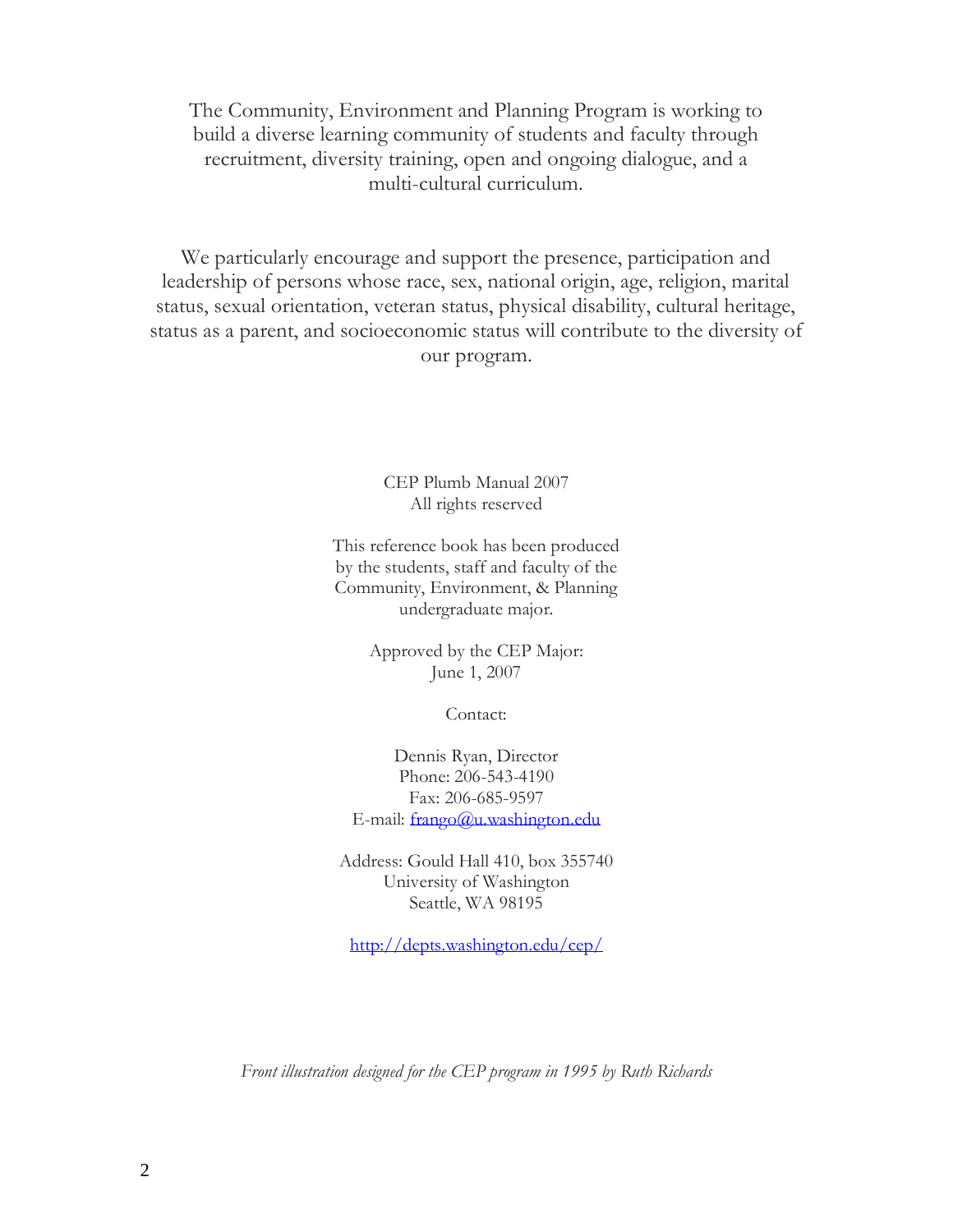The Community, Environment and Planning Program is working to build a diverse learning community of students and faculty through recruitment, diversity training, open and ongoing dialogue, and a multi-cultural curriculum.

We particularly encourage and support the presence, participation and leadership of persons whose race, sex, national origin, age, religion, marital status, sexual orientation, veteran status, physical disability, cultural heritage, status as a parent, and socioeconomic status will contribute to the diversity of our program.

CEP Plumb Manual 2007
All rights reserved

This reference book has been produced by the students, staff and faculty of the Community, Environment, & Planning undergraduate major.

Approved by the CEP Major:
June 1, 2007

Contact:

Dennis Ryan, Director
Phone: 206-543-4190
Fax: 206-685-9597
E-mail: frango@u.washington.edu

Address: Gould Hall 410, box 355740
University of Washington
Seattle, WA 98195

http://depts.washington.edu/cep/

*Front illustration designed for the CEP program in 1995 by Ruth Richards*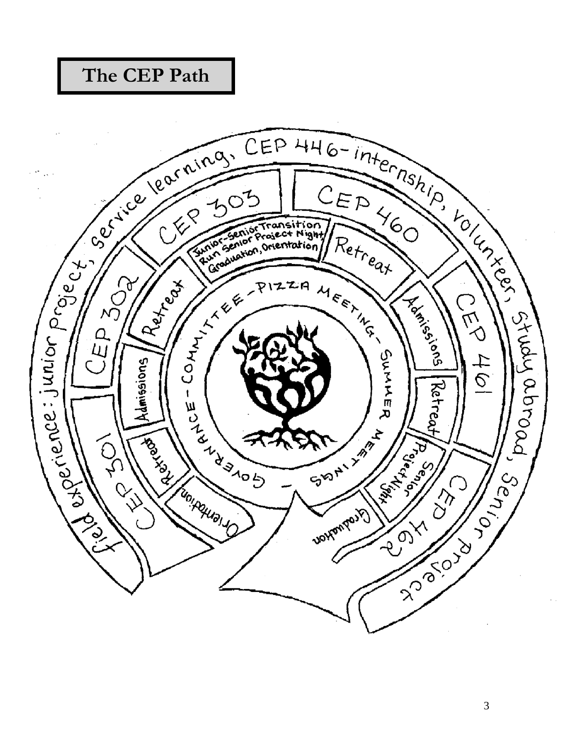# The CEP Path

field experience: junior project, service learning, CEP 446- internship, volunteer, study abroad, senior project

CEP 301

CEP 302

CEP 303

CEP 460

CEP 461

CEP 462

Orientation

Retreat

Admissions

Retreat

Junior-Senior Transition Run Senior Project Night, Graduation, Orientation

Retreat

Admissions

Retreat

Senior Project Night

Graduation

GOVERNANCE - COMMITTEE - PIZZA MEETING - SUMMER MEETINGS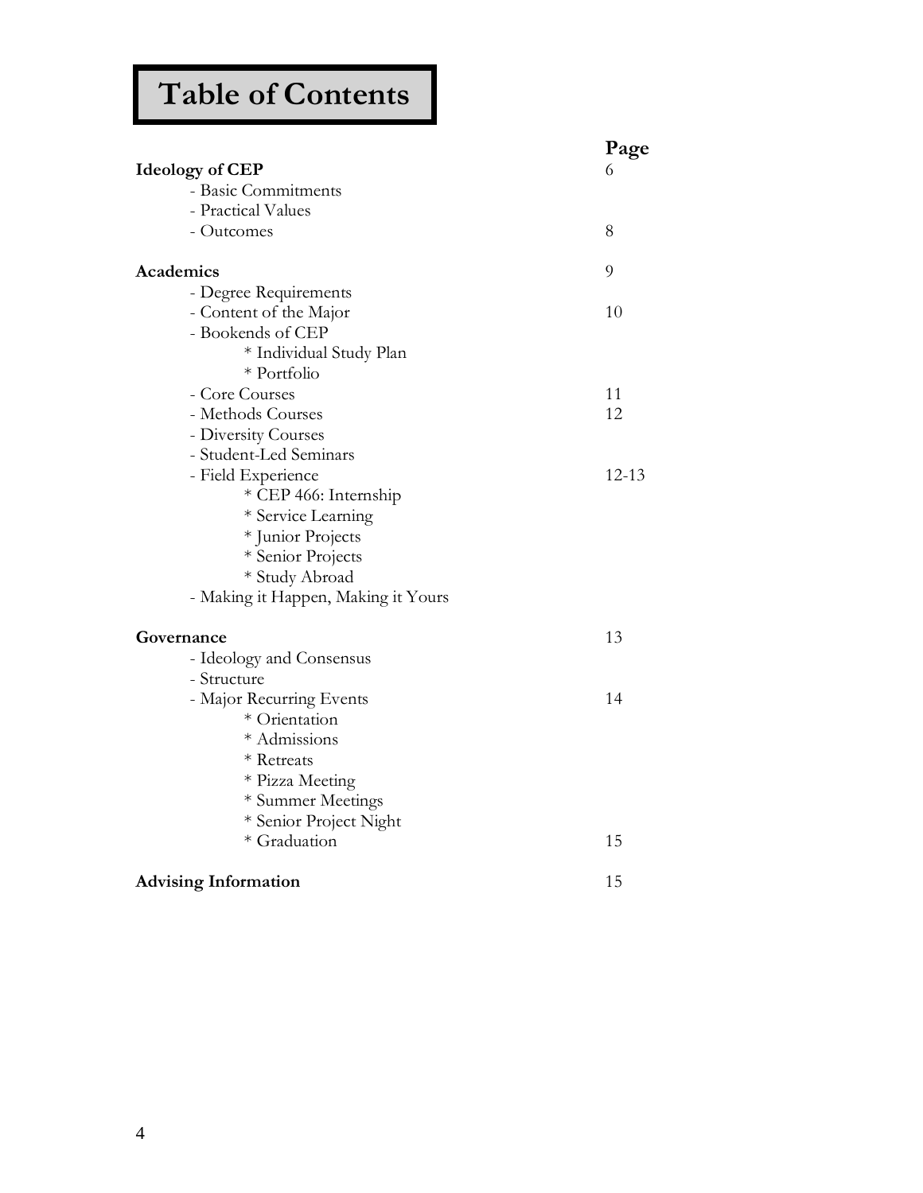# Table of Contents

| | Page |
|---|---|
| **Ideology of CEP** | 6 |
| - Basic Commitments | |
| - Practical Values | |
| - Outcomes | 8 |
| **Academics** | 9 |
| - Degree Requirements | |
| - Content of the Major | 10 |
| - Bookends of CEP | |
| * Individual Study Plan | |
| * Portfolio | |
| - Core Courses | 11 |
| - Methods Courses | 12 |
| - Diversity Courses | |
| - Student-Led Seminars | |
| - Field Experience | 12-13 |
| * CEP 466: Internship | |
| * Service Learning | |
| * Junior Projects | |
| * Senior Projects | |
| * Study Abroad | |
| - Making it Happen, Making it Yours | |
| **Governance** | 13 |
| - Ideology and Consensus | |
| - Structure | |
| - Major Recurring Events | 14 |
| * Orientation | |
| * Admissions | |
| * Retreats | |
| * Pizza Meeting | |
| * Summer Meetings | |
| * Senior Project Night | |
| * Graduation | 15 |
| **Advising Information** | 15 |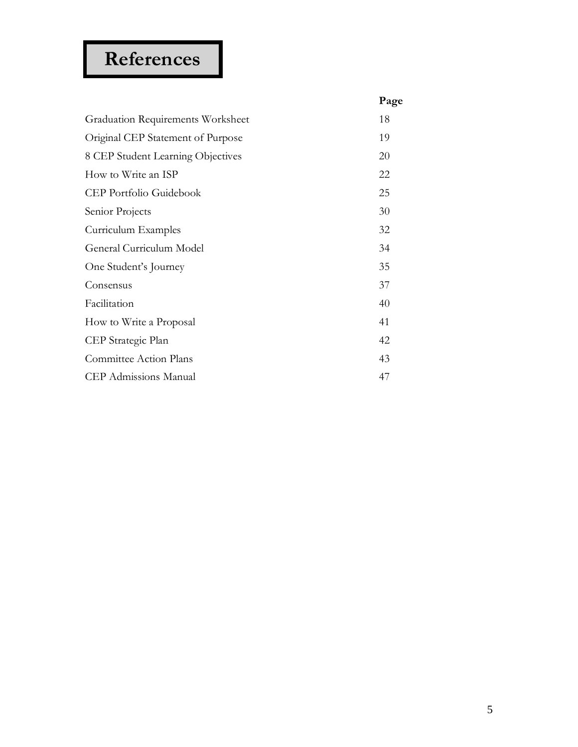# References

| | Page |
|---|---|
| Graduation Requirements Worksheet | 18 |
| Original CEP Statement of Purpose | 19 |
| 8 CEP Student Learning Objectives | 20 |
| How to Write an ISP | 22 |
| CEP Portfolio Guidebook | 25 |
| Senior Projects | 30 |
| Curriculum Examples | 32 |
| General Curriculum Model | 34 |
| One Student's Journey | 35 |
| Consensus | 37 |
| Facilitation | 40 |
| How to Write a Proposal | 41 |
| CEP Strategic Plan | 42 |
| Committee Action Plans | 43 |
| CEP Admissions Manual | 47 |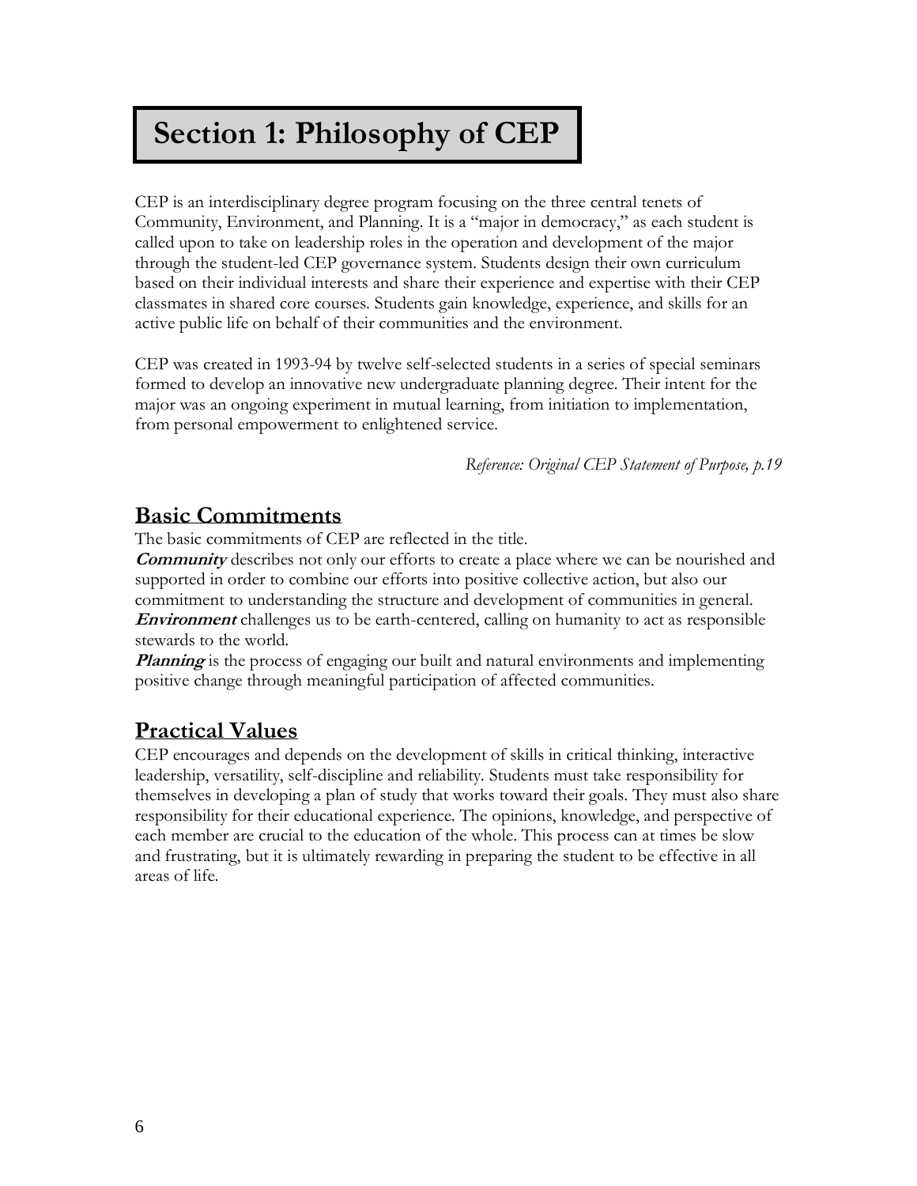# Section 1: Philosophy of CEP

CEP is an interdisciplinary degree program focusing on the three central tenets of Community, Environment, and Planning. It is a "major in democracy," as each student is called upon to take on leadership roles in the operation and development of the major through the student-led CEP governance system. Students design their own curriculum based on their individual interests and share their experience and expertise with their CEP classmates in shared core courses. Students gain knowledge, experience, and skills for an active public life on behalf of their communities and the environment.

CEP was created in 1993-94 by twelve self-selected students in a series of special seminars formed to develop an innovative new undergraduate planning degree. Their intent for the major was an ongoing experiment in mutual learning, from initiation to implementation, from personal empowerment to enlightened service.

*Reference: Original CEP Statement of Purpose, p.19*

## Basic Commitments

The basic commitments of CEP are reflected in the title.
***Community*** describes not only our efforts to create a place where we can be nourished and supported in order to combine our efforts into positive collective action, but also our commitment to understanding the structure and development of communities in general.
***Environment*** challenges us to be earth-centered, calling on humanity to act as responsible stewards to the world.
***Planning*** is the process of engaging our built and natural environments and implementing positive change through meaningful participation of affected communities.

## Practical Values

CEP encourages and depends on the development of skills in critical thinking, interactive leadership, versatility, self-discipline and reliability. Students must take responsibility for themselves in developing a plan of study that works toward their goals. They must also share responsibility for their educational experience. The opinions, knowledge, and perspective of each member are crucial to the education of the whole. This process can at times be slow and frustrating, but it is ultimately rewarding in preparing the student to be effective in all areas of life.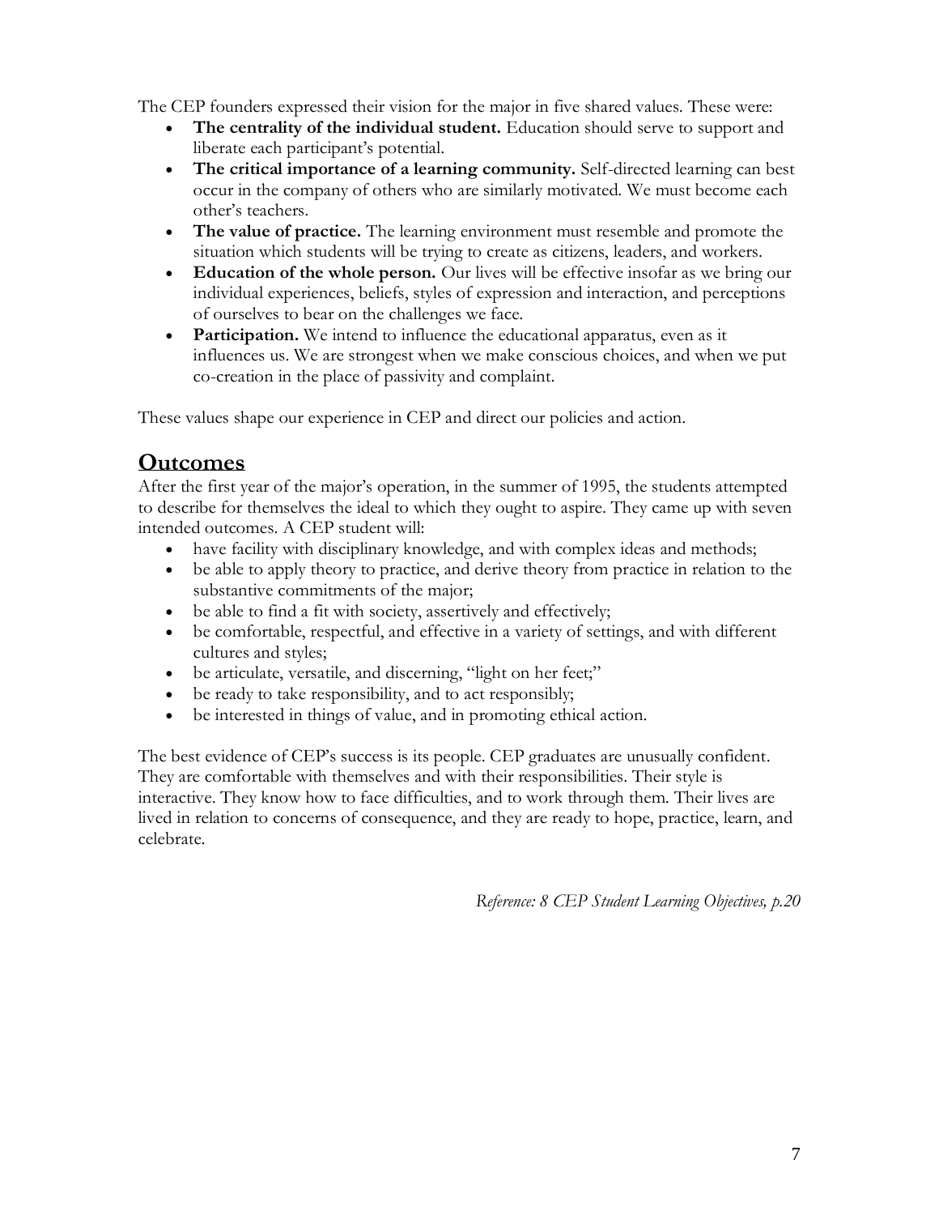The CEP founders expressed their vision for the major in five shared values. These were:

- **The centrality of the individual student.** Education should serve to support and liberate each participant's potential.
- **The critical importance of a learning community.** Self-directed learning can best occur in the company of others who are similarly motivated. We must become each other's teachers.
- **The value of practice.** The learning environment must resemble and promote the situation which students will be trying to create as citizens, leaders, and workers.
- **Education of the whole person.** Our lives will be effective insofar as we bring our individual experiences, beliefs, styles of expression and interaction, and perceptions of ourselves to bear on the challenges we face.
- **Participation.** We intend to influence the educational apparatus, even as it influences us. We are strongest when we make conscious choices, and when we put co-creation in the place of passivity and complaint.

These values shape our experience in CEP and direct our policies and action.

## Outcomes

After the first year of the major's operation, in the summer of 1995, the students attempted to describe for themselves the ideal to which they ought to aspire. They came up with seven intended outcomes. A CEP student will:

- have facility with disciplinary knowledge, and with complex ideas and methods;
- be able to apply theory to practice, and derive theory from practice in relation to the substantive commitments of the major;
- be able to find a fit with society, assertively and effectively;
- be comfortable, respectful, and effective in a variety of settings, and with different cultures and styles;
- be articulate, versatile, and discerning, "light on her feet;"
- be ready to take responsibility, and to act responsibly;
- be interested in things of value, and in promoting ethical action.

The best evidence of CEP's success is its people. CEP graduates are unusually confident. They are comfortable with themselves and with their responsibilities. Their style is interactive. They know how to face difficulties, and to work through them. Their lives are lived in relation to concerns of consequence, and they are ready to hope, practice, learn, and celebrate.

*Reference: 8 CEP Student Learning Objectives, p.20*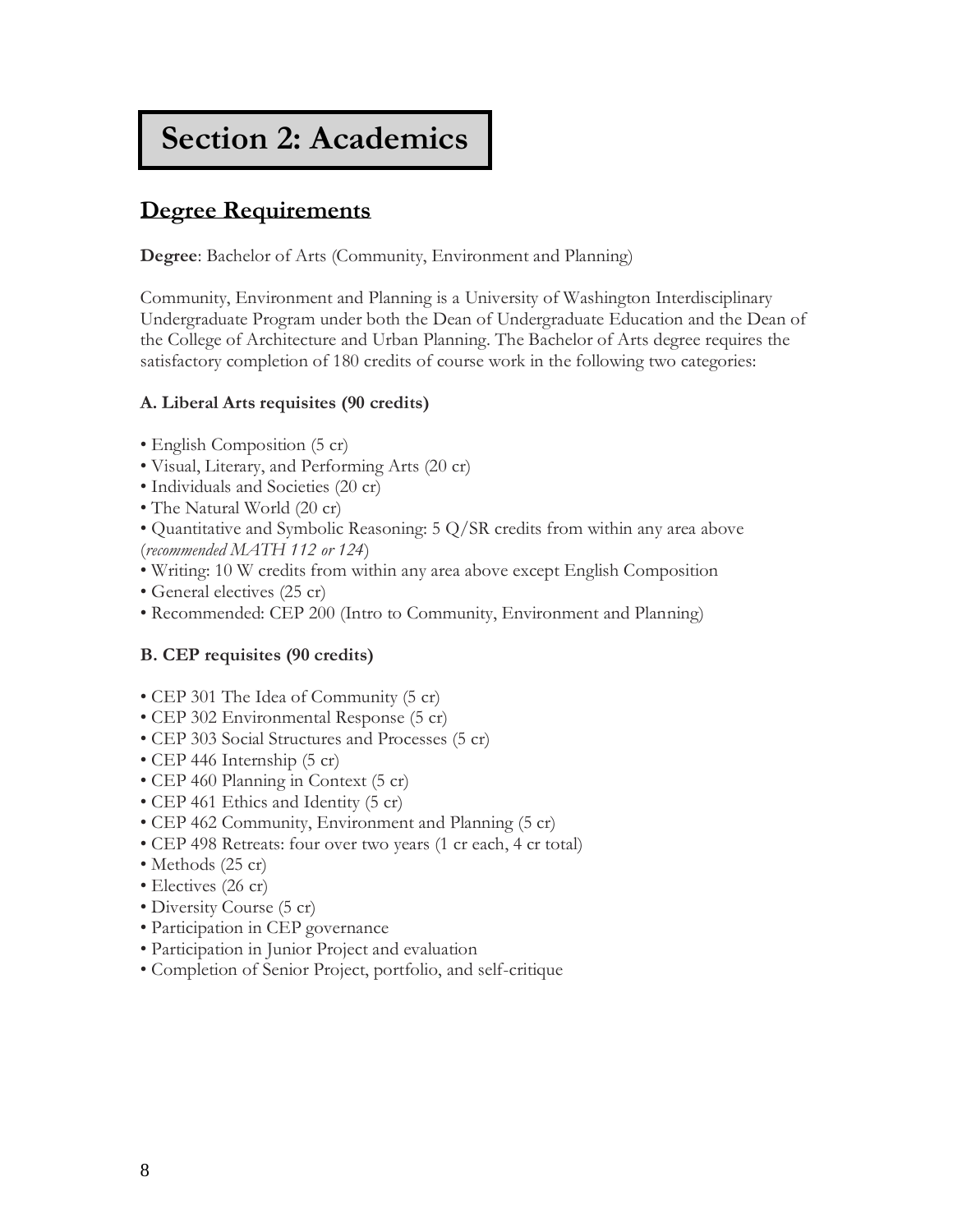# Section 2: Academics

## Degree Requirements

**Degree**: Bachelor of Arts (Community, Environment and Planning)

Community, Environment and Planning is a University of Washington Interdisciplinary Undergraduate Program under both the Dean of Undergraduate Education and the Dean of the College of Architecture and Urban Planning. The Bachelor of Arts degree requires the satisfactory completion of 180 credits of course work in the following two categories:

### A. Liberal Arts requisites (90 credits)

- English Composition (5 cr)
- Visual, Literary, and Performing Arts (20 cr)
- Individuals and Societies (20 cr)
- The Natural World (20 cr)
- Quantitative and Symbolic Reasoning: 5 Q/SR credits from within any area above (*recommended MATH 112 or 124*)
- Writing: 10 W credits from within any area above except English Composition
- General electives (25 cr)
- Recommended: CEP 200 (Intro to Community, Environment and Planning)

### B. CEP requisites (90 credits)

- CEP 301 The Idea of Community (5 cr)
- CEP 302 Environmental Response (5 cr)
- CEP 303 Social Structures and Processes (5 cr)
- CEP 446 Internship (5 cr)
- CEP 460 Planning in Context (5 cr)
- CEP 461 Ethics and Identity (5 cr)
- CEP 462 Community, Environment and Planning (5 cr)
- CEP 498 Retreats: four over two years (1 cr each, 4 cr total)
- Methods (25 cr)
- Electives (26 cr)
- Diversity Course (5 cr)
- Participation in CEP governance
- Participation in Junior Project and evaluation
- Completion of Senior Project, portfolio, and self-critique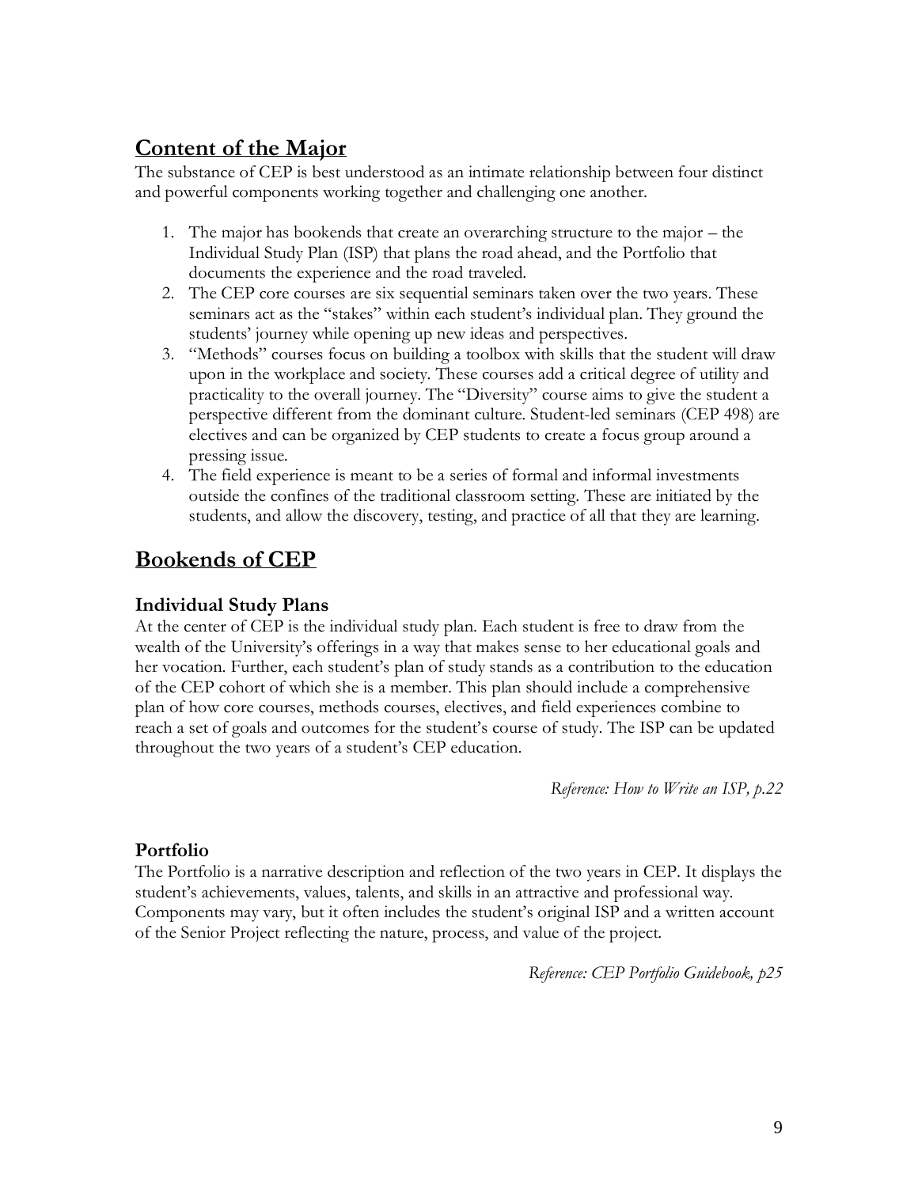## Content of the Major

The substance of CEP is best understood as an intimate relationship between four distinct and powerful components working together and challenging one another.

1. The major has bookends that create an overarching structure to the major – the Individual Study Plan (ISP) that plans the road ahead, and the Portfolio that documents the experience and the road traveled.
2. The CEP core courses are six sequential seminars taken over the two years. These seminars act as the "stakes" within each student's individual plan. They ground the students' journey while opening up new ideas and perspectives.
3. "Methods" courses focus on building a toolbox with skills that the student will draw upon in the workplace and society. These courses add a critical degree of utility and practicality to the overall journey. The "Diversity" course aims to give the student a perspective different from the dominant culture. Student-led seminars (CEP 498) are electives and can be organized by CEP students to create a focus group around a pressing issue.
4. The field experience is meant to be a series of formal and informal investments outside the confines of the traditional classroom setting. These are initiated by the students, and allow the discovery, testing, and practice of all that they are learning.

## Bookends of CEP

### Individual Study Plans

At the center of CEP is the individual study plan. Each student is free to draw from the wealth of the University's offerings in a way that makes sense to her educational goals and her vocation. Further, each student's plan of study stands as a contribution to the education of the CEP cohort of which she is a member. This plan should include a comprehensive plan of how core courses, methods courses, electives, and field experiences combine to reach a set of goals and outcomes for the student's course of study. The ISP can be updated throughout the two years of a student's CEP education.

*Reference: How to Write an ISP, p.22*

### Portfolio

The Portfolio is a narrative description and reflection of the two years in CEP. It displays the student's achievements, values, talents, and skills in an attractive and professional way. Components may vary, but it often includes the student's original ISP and a written account of the Senior Project reflecting the nature, process, and value of the project.

*Reference: CEP Portfolio Guidebook, p25*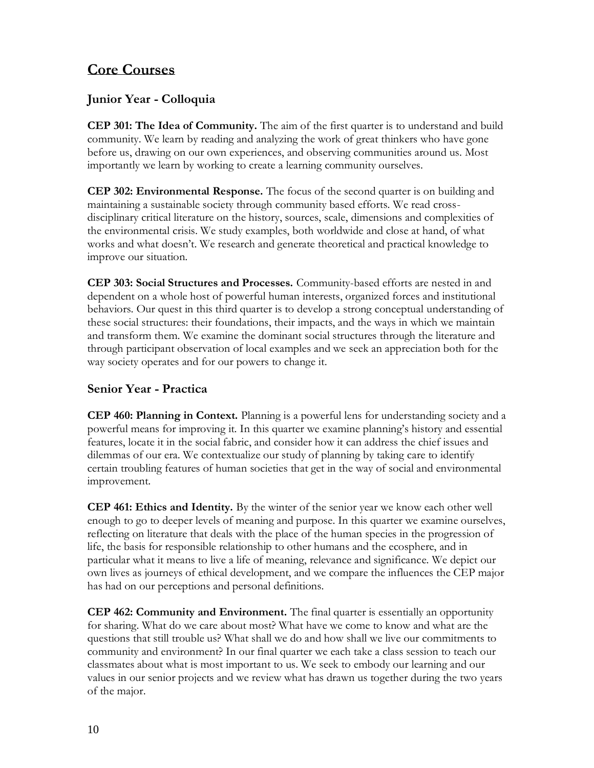## Core Courses

### Junior Year - Colloquia

**CEP 301: The Idea of Community.** The aim of the first quarter is to understand and build community. We learn by reading and analyzing the work of great thinkers who have gone before us, drawing on our own experiences, and observing communities around us. Most importantly we learn by working to create a learning community ourselves.

**CEP 302: Environmental Response.** The focus of the second quarter is on building and maintaining a sustainable society through community based efforts. We read cross-disciplinary critical literature on the history, sources, scale, dimensions and complexities of the environmental crisis. We study examples, both worldwide and close at hand, of what works and what doesn't. We research and generate theoretical and practical knowledge to improve our situation.

**CEP 303: Social Structures and Processes.** Community-based efforts are nested in and dependent on a whole host of powerful human interests, organized forces and institutional behaviors. Our quest in this third quarter is to develop a strong conceptual understanding of these social structures: their foundations, their impacts, and the ways in which we maintain and transform them. We examine the dominant social structures through the literature and through participant observation of local examples and we seek an appreciation both for the way society operates and for our powers to change it.

### Senior Year - Practica

**CEP 460: Planning in Context.** Planning is a powerful lens for understanding society and a powerful means for improving it. In this quarter we examine planning's history and essential features, locate it in the social fabric, and consider how it can address the chief issues and dilemmas of our era. We contextualize our study of planning by taking care to identify certain troubling features of human societies that get in the way of social and environmental improvement.

**CEP 461: Ethics and Identity.** By the winter of the senior year we know each other well enough to go to deeper levels of meaning and purpose. In this quarter we examine ourselves, reflecting on literature that deals with the place of the human species in the progression of life, the basis for responsible relationship to other humans and the ecosphere, and in particular what it means to live a life of meaning, relevance and significance. We depict our own lives as journeys of ethical development, and we compare the influences the CEP major has had on our perceptions and personal definitions.

**CEP 462: Community and Environment.** The final quarter is essentially an opportunity for sharing. What do we care about most? What have we come to know and what are the questions that still trouble us? What shall we do and how shall we live our commitments to community and environment? In our final quarter we each take a class session to teach our classmates about what is most important to us. We seek to embody our learning and our values in our senior projects and we review what has drawn us together during the two years of the major.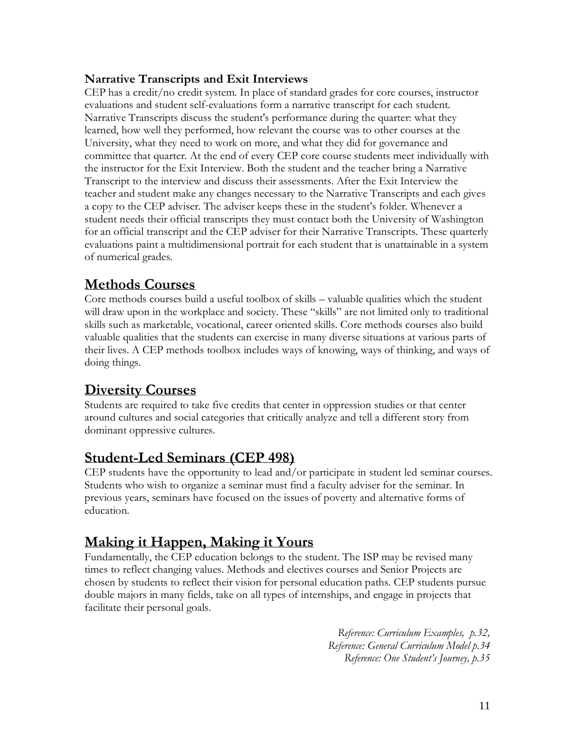**Narrative Transcripts and Exit Interviews**

CEP has a credit/no credit system. In place of standard grades for core courses, instructor evaluations and student self-evaluations form a narrative transcript for each student. Narrative Transcripts discuss the student's performance during the quarter: what they learned, how well they performed, how relevant the course was to other courses at the University, what they need to work on more, and what they did for governance and committee that quarter. At the end of every CEP core course students meet individually with the instructor for the Exit Interview. Both the student and the teacher bring a Narrative Transcript to the interview and discuss their assessments. After the Exit Interview the teacher and student make any changes necessary to the Narrative Transcripts and each gives a copy to the CEP adviser. The adviser keeps these in the student's folder. Whenever a student needs their official transcripts they must contact both the University of Washington for an official transcript and the CEP adviser for their Narrative Transcripts. These quarterly evaluations paint a multidimensional portrait for each student that is unattainable in a system of numerical grades.

## Methods Courses

Core methods courses build a useful toolbox of skills – valuable qualities which the student will draw upon in the workplace and society. These "skills" are not limited only to traditional skills such as marketable, vocational, career oriented skills. Core methods courses also build valuable qualities that the students can exercise in many diverse situations at various parts of their lives. A CEP methods toolbox includes ways of knowing, ways of thinking, and ways of doing things.

## Diversity Courses

Students are required to take five credits that center in oppression studies or that center around cultures and social categories that critically analyze and tell a different story from dominant oppressive cultures.

## Student-Led Seminars (CEP 498)

CEP students have the opportunity to lead and/or participate in student led seminar courses. Students who wish to organize a seminar must find a faculty adviser for the seminar. In previous years, seminars have focused on the issues of poverty and alternative forms of education.

## Making it Happen, Making it Yours

Fundamentally, the CEP education belongs to the student. The ISP may be revised many times to reflect changing values. Methods and electives courses and Senior Projects are chosen by students to reflect their vision for personal education paths. CEP students pursue double majors in many fields, take on all types of internships, and engage in projects that facilitate their personal goals.

*Reference: Curriculum Examples, p.32,*
*Reference: General Curriculum Model p.34*
*Reference: One Student's Journey, p.35*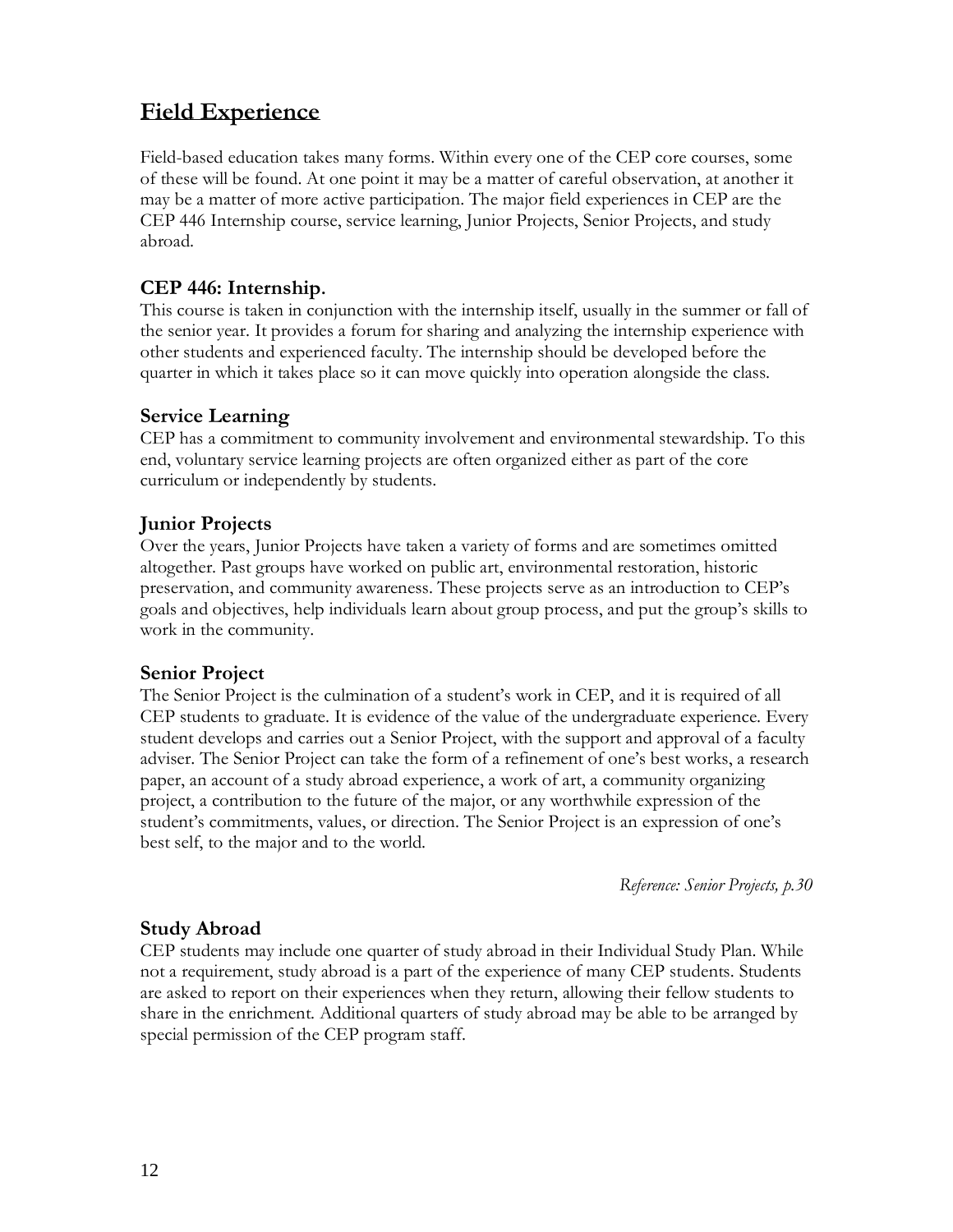# Field Experience

Field-based education takes many forms. Within every one of the CEP core courses, some of these will be found. At one point it may be a matter of careful observation, at another it may be a matter of more active participation. The major field experiences in CEP are the CEP 446 Internship course, service learning, Junior Projects, Senior Projects, and study abroad.

### CEP 446: Internship.

This course is taken in conjunction with the internship itself, usually in the summer or fall of the senior year. It provides a forum for sharing and analyzing the internship experience with other students and experienced faculty. The internship should be developed before the quarter in which it takes place so it can move quickly into operation alongside the class.

### Service Learning

CEP has a commitment to community involvement and environmental stewardship. To this end, voluntary service learning projects are often organized either as part of the core curriculum or independently by students.

### Junior Projects

Over the years, Junior Projects have taken a variety of forms and are sometimes omitted altogether. Past groups have worked on public art, environmental restoration, historic preservation, and community awareness. These projects serve as an introduction to CEP's goals and objectives, help individuals learn about group process, and put the group's skills to work in the community.

### Senior Project

The Senior Project is the culmination of a student's work in CEP, and it is required of all CEP students to graduate. It is evidence of the value of the undergraduate experience. Every student develops and carries out a Senior Project, with the support and approval of a faculty adviser. The Senior Project can take the form of a refinement of one's best works, a research paper, an account of a study abroad experience, a work of art, a community organizing project, a contribution to the future of the major, or any worthwhile expression of the student's commitments, values, or direction. The Senior Project is an expression of one's best self, to the major and to the world.

*Reference: Senior Projects, p.30*

### Study Abroad

CEP students may include one quarter of study abroad in their Individual Study Plan. While not a requirement, study abroad is a part of the experience of many CEP students. Students are asked to report on their experiences when they return, allowing their fellow students to share in the enrichment. Additional quarters of study abroad may be able to be arranged by special permission of the CEP program staff.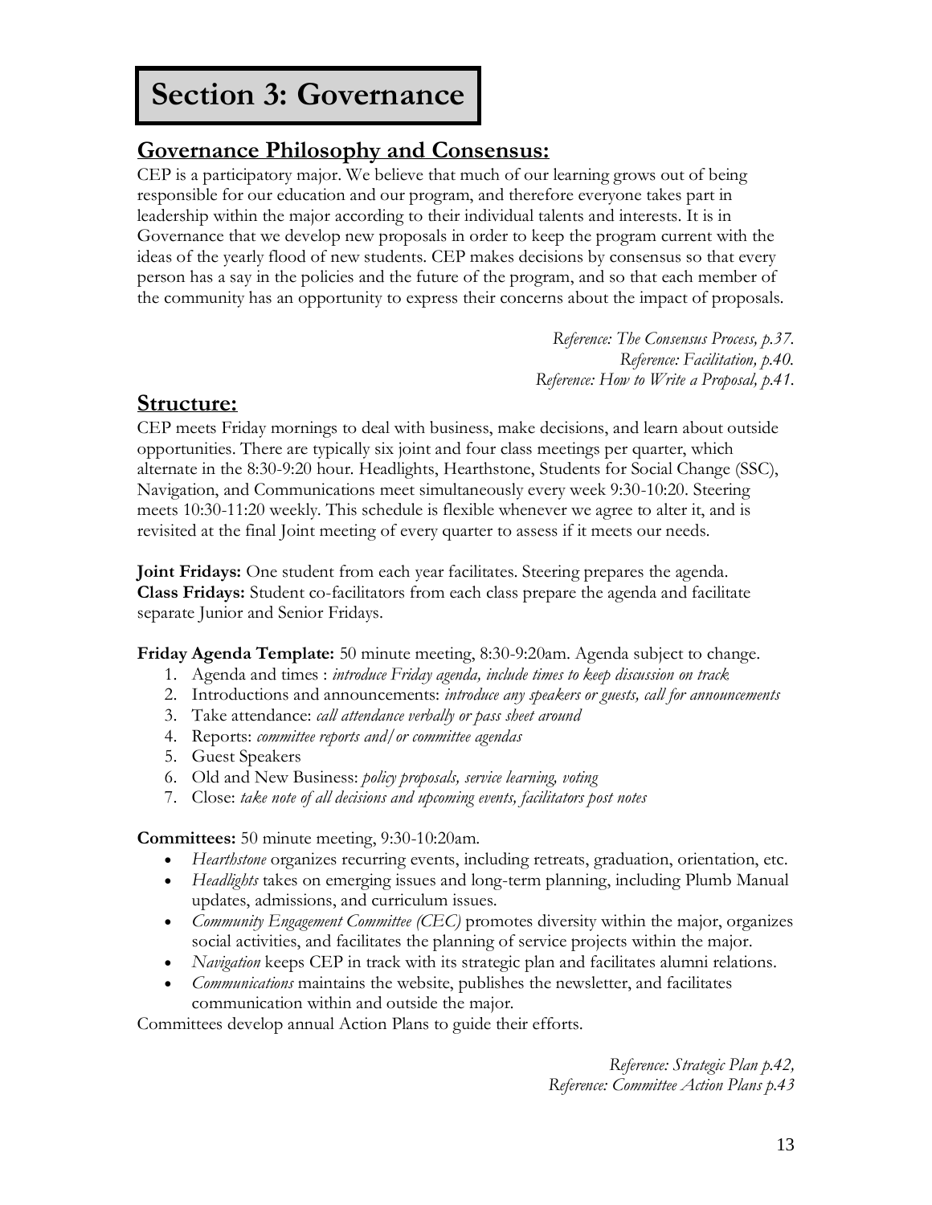# Section 3: Governance

## Governance Philosophy and Consensus:

CEP is a participatory major. We believe that much of our learning grows out of being responsible for our education and our program, and therefore everyone takes part in leadership within the major according to their individual talents and interests. It is in Governance that we develop new proposals in order to keep the program current with the ideas of the yearly flood of new students. CEP makes decisions by consensus so that every person has a say in the policies and the future of the program, and so that each member of the community has an opportunity to express their concerns about the impact of proposals.

*Reference: The Consensus Process, p.37.*
*Reference: Facilitation, p.40.*
*Reference: How to Write a Proposal, p.41.*

## Structure:

CEP meets Friday mornings to deal with business, make decisions, and learn about outside opportunities. There are typically six joint and four class meetings per quarter, which alternate in the 8:30-9:20 hour. Headlights, Hearthstone, Students for Social Change (SSC), Navigation, and Communications meet simultaneously every week 9:30-10:20. Steering meets 10:30-11:20 weekly. This schedule is flexible whenever we agree to alter it, and is revisited at the final Joint meeting of every quarter to assess if it meets our needs.

**Joint Fridays:** One student from each year facilitates. Steering prepares the agenda.
**Class Fridays:** Student co-facilitators from each class prepare the agenda and facilitate separate Junior and Senior Fridays.

**Friday Agenda Template:** 50 minute meeting, 8:30-9:20am. Agenda subject to change.

1. Agenda and times : *introduce Friday agenda, include times to keep discussion on track*
2. Introductions and announcements: *introduce any speakers or guests, call for announcements*
3. Take attendance: *call attendance verbally or pass sheet around*
4. Reports: *committee reports and/or committee agendas*
5. Guest Speakers
6. Old and New Business: *policy proposals, service learning, voting*
7. Close: *take note of all decisions and upcoming events, facilitators post notes*

**Committees:** 50 minute meeting, 9:30-10:20am.

- *Hearthstone* organizes recurring events, including retreats, graduation, orientation, etc.
- *Headlights* takes on emerging issues and long-term planning, including Plumb Manual updates, admissions, and curriculum issues.
- *Community Engagement Committee (CEC)* promotes diversity within the major, organizes social activities, and facilitates the planning of service projects within the major.
- *Navigation* keeps CEP in track with its strategic plan and facilitates alumni relations.
- *Communications* maintains the website, publishes the newsletter, and facilitates communication within and outside the major.

Committees develop annual Action Plans to guide their efforts.

*Reference: Strategic Plan p.42,*
*Reference: Committee Action Plans p.43*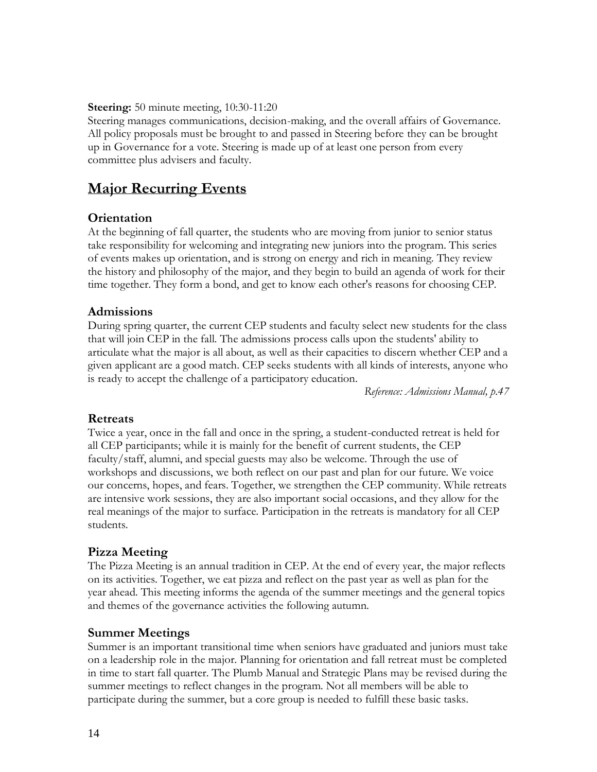**Steering:** 50 minute meeting, 10:30-11:20

Steering manages communications, decision-making, and the overall affairs of Governance. All policy proposals must be brought to and passed in Steering before they can be brought up in Governance for a vote. Steering is made up of at least one person from every committee plus advisers and faculty.

## Major Recurring Events

### Orientation

At the beginning of fall quarter, the students who are moving from junior to senior status take responsibility for welcoming and integrating new juniors into the program. This series of events makes up orientation, and is strong on energy and rich in meaning. They review the history and philosophy of the major, and they begin to build an agenda of work for their time together. They form a bond, and get to know each other's reasons for choosing CEP.

### Admissions

During spring quarter, the current CEP students and faculty select new students for the class that will join CEP in the fall. The admissions process calls upon the students' ability to articulate what the major is all about, as well as their capacities to discern whether CEP and a given applicant are a good match. CEP seeks students with all kinds of interests, anyone who is ready to accept the challenge of a participatory education.

*Reference: Admissions Manual, p.47*

### Retreats

Twice a year, once in the fall and once in the spring, a student-conducted retreat is held for all CEP participants; while it is mainly for the benefit of current students, the CEP faculty/staff, alumni, and special guests may also be welcome. Through the use of workshops and discussions, we both reflect on our past and plan for our future. We voice our concerns, hopes, and fears. Together, we strengthen the CEP community. While retreats are intensive work sessions, they are also important social occasions, and they allow for the real meanings of the major to surface. Participation in the retreats is mandatory for all CEP students.

### Pizza Meeting

The Pizza Meeting is an annual tradition in CEP. At the end of every year, the major reflects on its activities. Together, we eat pizza and reflect on the past year as well as plan for the year ahead. This meeting informs the agenda of the summer meetings and the general topics and themes of the governance activities the following autumn.

### Summer Meetings

Summer is an important transitional time when seniors have graduated and juniors must take on a leadership role in the major. Planning for orientation and fall retreat must be completed in time to start fall quarter. The Plumb Manual and Strategic Plans may be revised during the summer meetings to reflect changes in the program. Not all members will be able to participate during the summer, but a core group is needed to fulfill these basic tasks.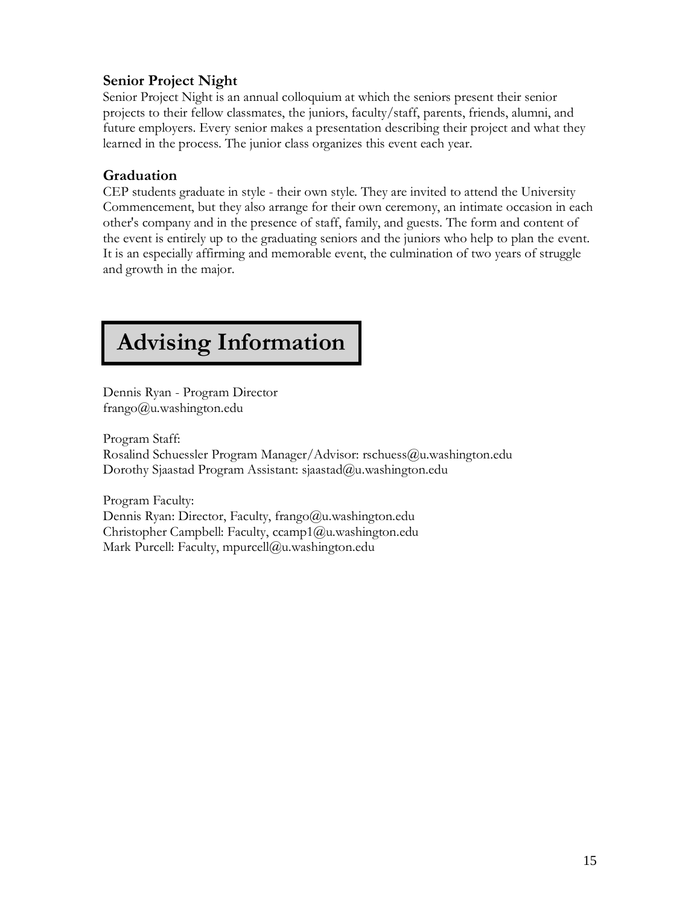### Senior Project Night

Senior Project Night is an annual colloquium at which the seniors present their senior projects to their fellow classmates, the juniors, faculty/staff, parents, friends, alumni, and future employers. Every senior makes a presentation describing their project and what they learned in the process. The junior class organizes this event each year.

### Graduation

CEP students graduate in style - their own style. They are invited to attend the University Commencement, but they also arrange for their own ceremony, an intimate occasion in each other's company and in the presence of staff, family, and guests. The form and content of the event is entirely up to the graduating seniors and the juniors who help to plan the event. It is an especially affirming and memorable event, the culmination of two years of struggle and growth in the major.

## Advising Information

Dennis Ryan - Program Director
frango@u.washington.edu

Program Staff:
Rosalind Schuessler Program Manager/Advisor: rschuess@u.washington.edu
Dorothy Sjaastad Program Assistant: sjaastad@u.washington.edu

Program Faculty:
Dennis Ryan: Director, Faculty, frango@u.washington.edu
Christopher Campbell: Faculty, ccamp1@u.washington.edu
Mark Purcell: Faculty, mpurcell@u.washington.edu